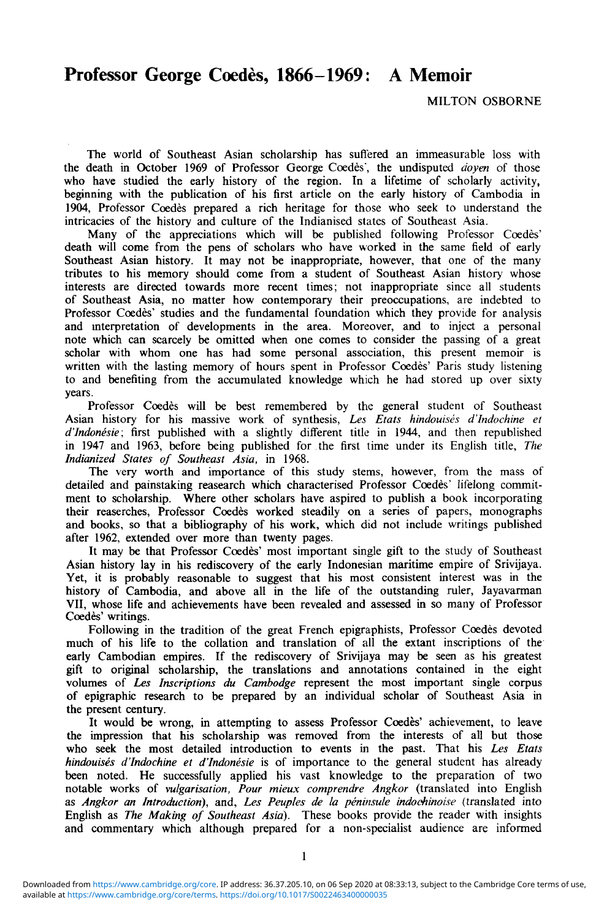# Professor George Coedès, 1866–1969: A Memoir

MILTON OSBORNE

The world of Southeast Asian scholarship has suffered an immeasurable loss with the death in October 1969 of Professor George Coedès, the undisputed *doyen* of those who have studied the early history of the region. In a lifetime of scholarly activity, beginning with the publication of his first article on the early history of Cambodia in 1904, Professor Coedès prepared a rich heritage for those who seek to understand the intricacies of the history and culture of the Indianised states of Southeast Asia.

Many of the appreciations which will be published following Professor Coedès' death will come from the pens of scholars who have worked in the same field of early Southeast Asian history. It may not be inappropriate, however, that one of the many tributes to his memory should come from a student of Southeast Asian history whose interests are directed towards more recent times; not inappropriate since all students of Southeast Asia, no matter how contemporary their preoccupations, are indebted to Professor Coedès' studies and the fundamental foundation which they provide for analysis and interpretation of developments in the area. Moreover, and to inject a personal note which can scarcely be omitted when one comes to consider the passing of a great scholar with whom one has had some personal association, this present memoir is written with the lasting memory of hours spent in Professor Coedès' Paris study listening to and benefiting from the accumulated knowledge which he had stored up over sixty years.

Professor Coedès will be best remembered by the general student of Southeast Asian history for his massive work of synthesis, *Les Etats hindouisés d'Indochine et d'Indonésie*; first published with a slightly different title in 1944, and then republished in 1947 and 1963, before being published for the first time under its English title, *The Indianized States of Southeast Asia,* in 1968.

The very worth and importance of this study stems, however, from the mass of detailed and painstaking reasearch which characterised Professor Coedès' lifelong commitment to scholarship. Where other scholars have aspired to publish a book incorporating their reaserches, Professor Coedès worked steadily on a series of papers, monographs and books, so that a bibliography of his work, which did not include writings published after 1962, extended over more than twenty pages.

It may be that Professor Coedès' most important single gift to the study of Southeast Asian history lay in his rediscovery of the early Indonesian maritime empire of Srivijaya. Yet, it is probably reasonable to suggest that his most consistent interest was in the history of Cambodia, and above all in the life of the outstanding ruler, Jayavarman VII, whose life and achievements have been revealed and assessed in so many of Professor Coedès' writings.

Following in the tradition of the great French epigraphists, Professor Coedès devoted much of his life to the collation and translation of all the extant inscriptions of the early Cambodian empires. If the rediscovery of Srivijaya may be seen as his greatest gift to original scholarship, the translations and annotations contained in the eight volumes of *Les Inscriptions du Cambodge* represent the most important single corpus of epigraphic research to be prepared by an individual scholar of Southeast Asia in the present century.

It would be wrong, in attempting to assess Professor Coedès' achievement, to leave the impression that his scholarship was removed from the interests of all but those who seek the most detailed introduction to events in the past. That his *Les Etats hindouisés d'Indochine et d'Indonésie* is of importance to the general student has already been noted. He successfully applied his vast knowledge to the preparation of two notable works of *vulgarisation, Pour mieux comprendre Angkor* (translated into English as *Angkor an Introduction*), and, *Les Peuples de la péninsule indochinoise* (translated into English as *The Making of Southeast Asia*). These books provide the reader with insights and commentary which although prepared for a non-specialist audience are informed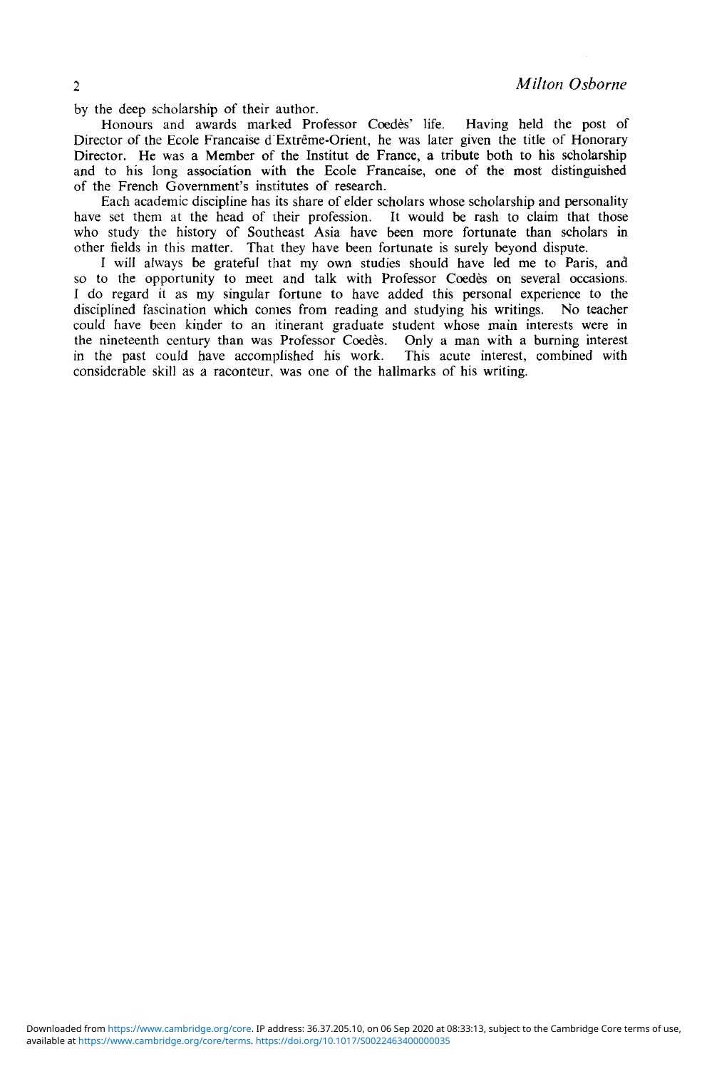by the deep scholarship of their author.

Honours and awards marked Professor Coedès' life. Having held the post of Director of the Ecole Francaise d'Extrême-Orient, he was later given the title of Honorary Director. He was a Member of the Institut de France, a tribute both to his scholarship and to his long association with the Ecole Francaise, one of the most distinguished of the French Government's institutes of research.

Each academic discipline has its share of elder scholars whose scholarship and personality have set them at the head of their profession. It would be rash to claim that those who study the history of Southeast Asia have been more fortunate than scholars in other fields in this matter. That they have been fortunate is surely beyond dispute.

I will always be grateful that my own studies should have led me to Paris, and so to the opportunity to meet and talk with Professor Coedès on several occasions. I do regard it as my singular fortune to have added this personal experience to the disciplined fascination which comes from reading and studying his writings. No teacher could have been kinder to an itinerant graduate student whose main interests were in the nineteenth century than was Professor Coedès. Only a man with a burning interest in the past could have accomplished his work. This acute interest, combined with considerable skill as a raconteur, was one of the hallmarks of his writing.